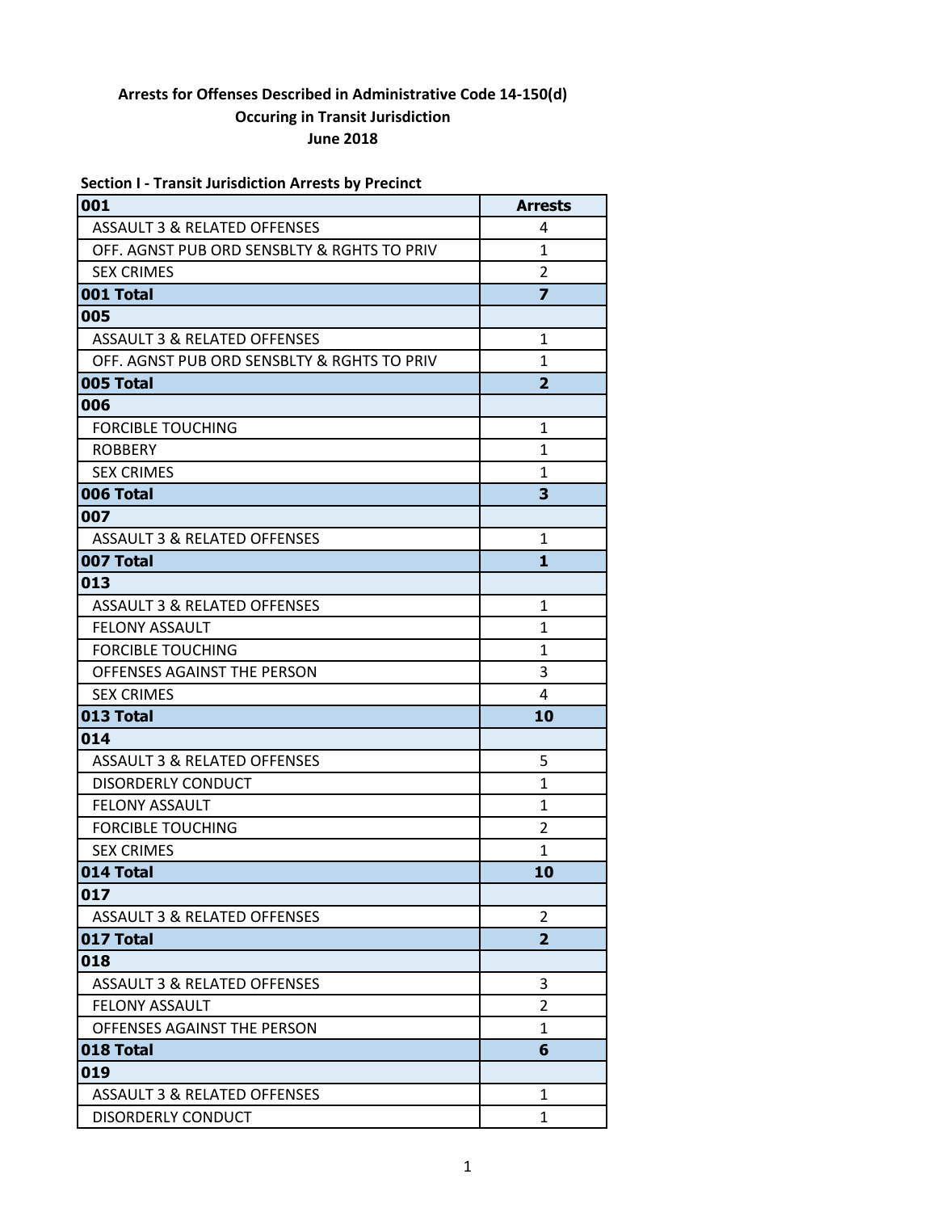**Arrests for Offenses Described in Administrative Code 14-150(d)**
**Occuring in Transit Jurisdiction**
**June 2018**

**Section I - Transit Jurisdiction Arrests by Precinct**

| 001 | Arrests |
|---|---|
| ASSAULT 3 & RELATED OFFENSES | 4 |
| OFF. AGNST PUB ORD SENSBLTY & RGHTS TO PRIV | 1 |
| SEX CRIMES | 2 |
| **001 Total** | **7** |
| **005** | |
| ASSAULT 3 & RELATED OFFENSES | 1 |
| OFF. AGNST PUB ORD SENSBLTY & RGHTS TO PRIV | 1 |
| **005 Total** | **2** |
| **006** | |
| FORCIBLE TOUCHING | 1 |
| ROBBERY | 1 |
| SEX CRIMES | 1 |
| **006 Total** | **3** |
| **007** | |
| ASSAULT 3 & RELATED OFFENSES | 1 |
| **007 Total** | **1** |
| **013** | |
| ASSAULT 3 & RELATED OFFENSES | 1 |
| FELONY ASSAULT | 1 |
| FORCIBLE TOUCHING | 1 |
| OFFENSES AGAINST THE PERSON | 3 |
| SEX CRIMES | 4 |
| **013 Total** | **10** |
| **014** | |
| ASSAULT 3 & RELATED OFFENSES | 5 |
| DISORDERLY CONDUCT | 1 |
| FELONY ASSAULT | 1 |
| FORCIBLE TOUCHING | 2 |
| SEX CRIMES | 1 |
| **014 Total** | **10** |
| **017** | |
| ASSAULT 3 & RELATED OFFENSES | 2 |
| **017 Total** | **2** |
| **018** | |
| ASSAULT 3 & RELATED OFFENSES | 3 |
| FELONY ASSAULT | 2 |
| OFFENSES AGAINST THE PERSON | 1 |
| **018 Total** | **6** |
| **019** | |
| ASSAULT 3 & RELATED OFFENSES | 1 |
| DISORDERLY CONDUCT | 1 |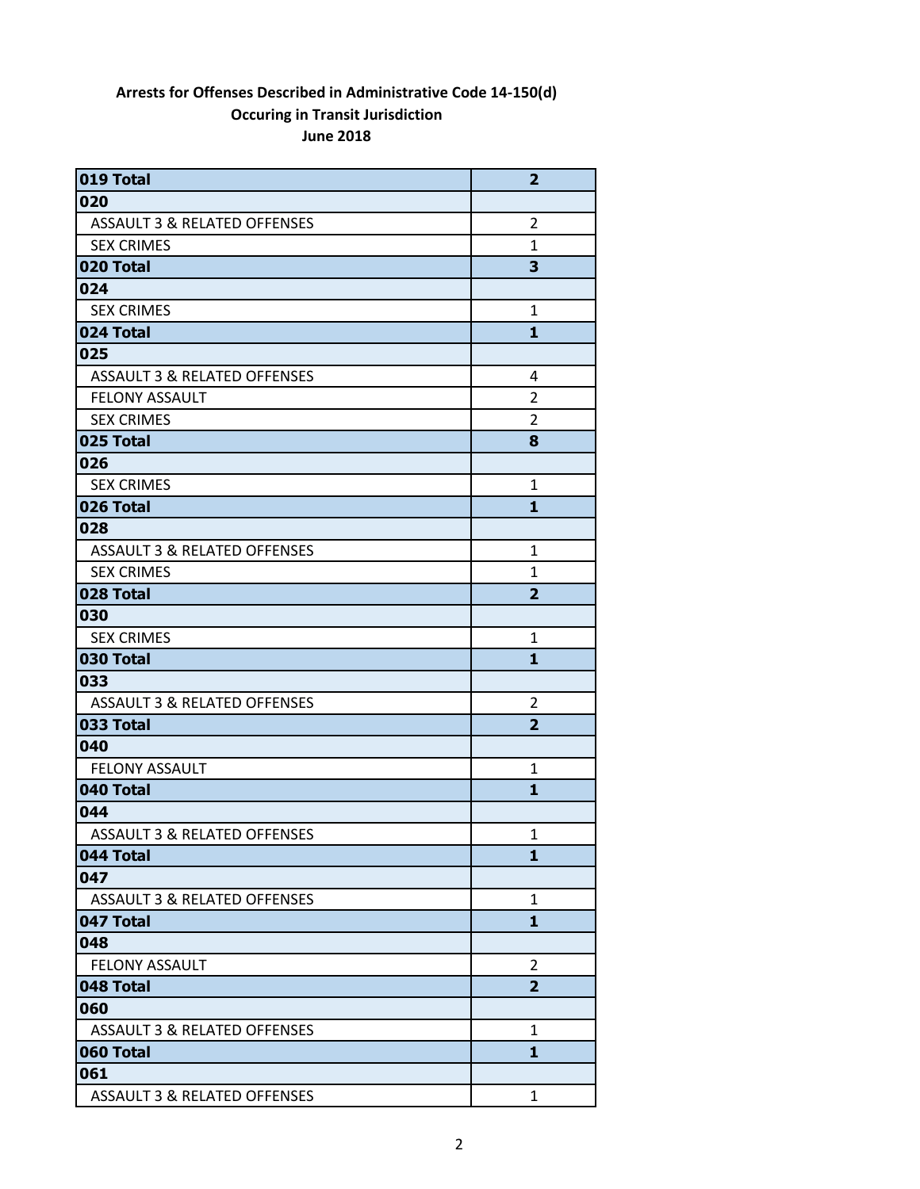**Arrests for Offenses Described in Administrative Code 14-150(d)**
**Occuring in Transit Jurisdiction**
**June 2018**

| | |
|---|---|
| **019 Total** | **2** |
| **020** | |
| ASSAULT 3 & RELATED OFFENSES | 2 |
| SEX CRIMES | 1 |
| **020 Total** | **3** |
| **024** | |
| SEX CRIMES | 1 |
| **024 Total** | **1** |
| **025** | |
| ASSAULT 3 & RELATED OFFENSES | 4 |
| FELONY ASSAULT | 2 |
| SEX CRIMES | 2 |
| **025 Total** | **8** |
| **026** | |
| SEX CRIMES | 1 |
| **026 Total** | **1** |
| **028** | |
| ASSAULT 3 & RELATED OFFENSES | 1 |
| SEX CRIMES | 1 |
| **028 Total** | **2** |
| **030** | |
| SEX CRIMES | 1 |
| **030 Total** | **1** |
| **033** | |
| ASSAULT 3 & RELATED OFFENSES | 2 |
| **033 Total** | **2** |
| **040** | |
| FELONY ASSAULT | 1 |
| **040 Total** | **1** |
| **044** | |
| ASSAULT 3 & RELATED OFFENSES | 1 |
| **044 Total** | **1** |
| **047** | |
| ASSAULT 3 & RELATED OFFENSES | 1 |
| **047 Total** | **1** |
| **048** | |
| FELONY ASSAULT | 2 |
| **048 Total** | **2** |
| **060** | |
| ASSAULT 3 & RELATED OFFENSES | 1 |
| **060 Total** | **1** |
| **061** | |
| ASSAULT 3 & RELATED OFFENSES | 1 |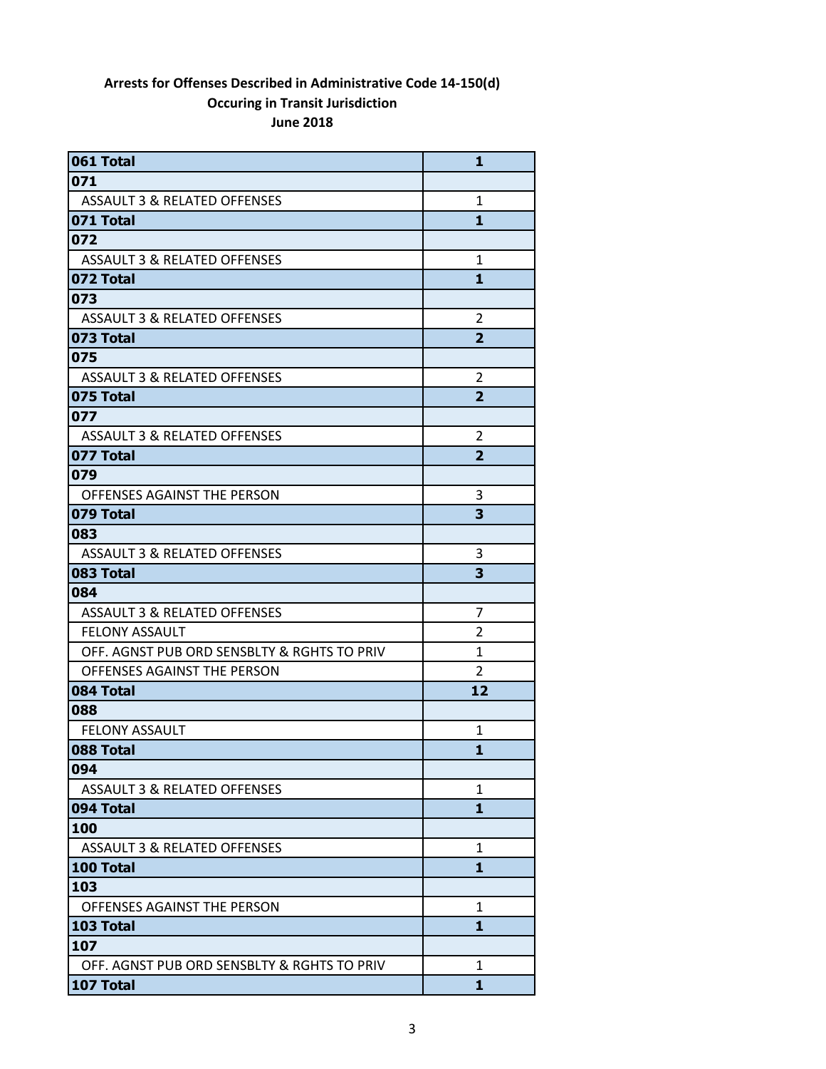**Arrests for Offenses Described in Administrative Code 14-150(d)**
**Occuring in Transit Jurisdiction**
**June 2018**

| | |
|---|---|
| **061 Total** | **1** |
| **071** | |
| ASSAULT 3 & RELATED OFFENSES | 1 |
| **071 Total** | **1** |
| **072** | |
| ASSAULT 3 & RELATED OFFENSES | 1 |
| **072 Total** | **1** |
| **073** | |
| ASSAULT 3 & RELATED OFFENSES | 2 |
| **073 Total** | **2** |
| **075** | |
| ASSAULT 3 & RELATED OFFENSES | 2 |
| **075 Total** | **2** |
| **077** | |
| ASSAULT 3 & RELATED OFFENSES | 2 |
| **077 Total** | **2** |
| **079** | |
| OFFENSES AGAINST THE PERSON | 3 |
| **079 Total** | **3** |
| **083** | |
| ASSAULT 3 & RELATED OFFENSES | 3 |
| **083 Total** | **3** |
| **084** | |
| ASSAULT 3 & RELATED OFFENSES | 7 |
| FELONY ASSAULT | 2 |
| OFF. AGNST PUB ORD SENSBLTY & RGHTS TO PRIV | 1 |
| OFFENSES AGAINST THE PERSON | 2 |
| **084 Total** | **12** |
| **088** | |
| FELONY ASSAULT | 1 |
| **088 Total** | **1** |
| **094** | |
| ASSAULT 3 & RELATED OFFENSES | 1 |
| **094 Total** | **1** |
| **100** | |
| ASSAULT 3 & RELATED OFFENSES | 1 |
| **100 Total** | **1** |
| **103** | |
| OFFENSES AGAINST THE PERSON | 1 |
| **103 Total** | **1** |
| **107** | |
| OFF. AGNST PUB ORD SENSBLTY & RGHTS TO PRIV | 1 |
| **107 Total** | **1** |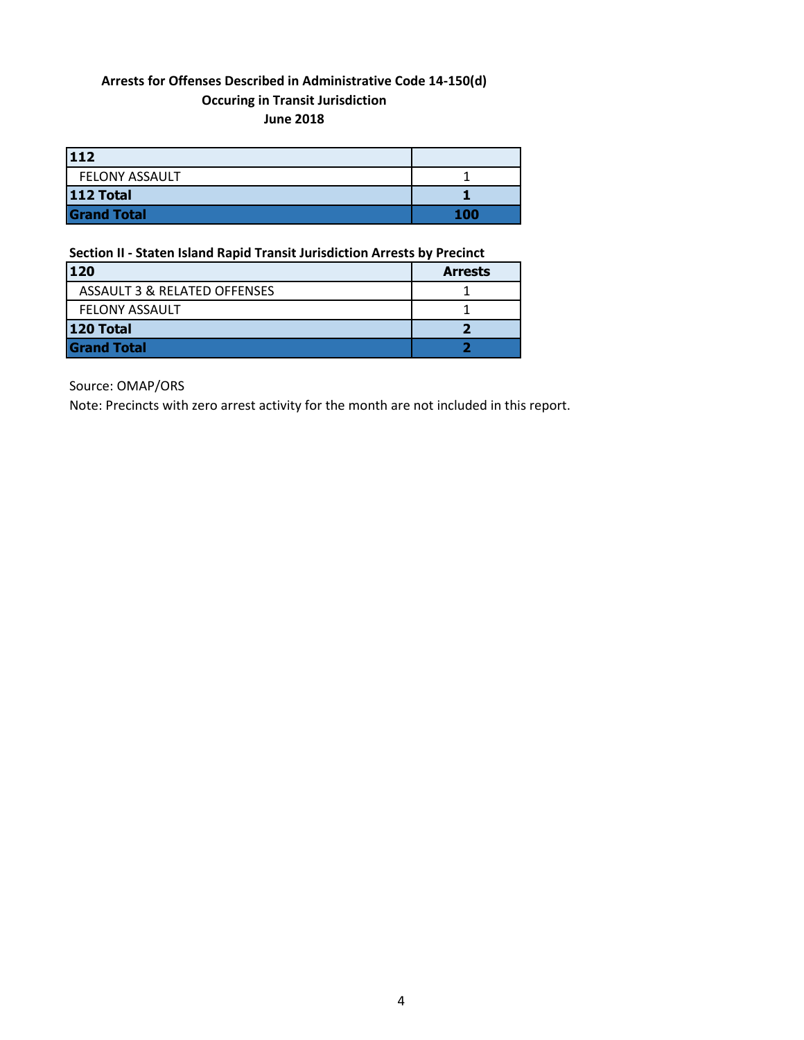**Arrests for Offenses Described in Administrative Code 14-150(d)**
**Occuring in Transit Jurisdiction**
**June 2018**

| 112 | |
|---|---|
| FELONY ASSAULT | 1 |
| **112 Total** | **1** |
| **Grand Total** | **100** |

**Section II - Staten Island Rapid Transit Jurisdiction Arrests by Precinct**

| 120 | Arrests |
|---|---|
| ASSAULT 3 & RELATED OFFENSES | 1 |
| FELONY ASSAULT | 1 |
| **120 Total** | **2** |
| **Grand Total** | **2** |

Source: OMAP/ORS

Note: Precincts with zero arrest activity for the month are not included in this report.